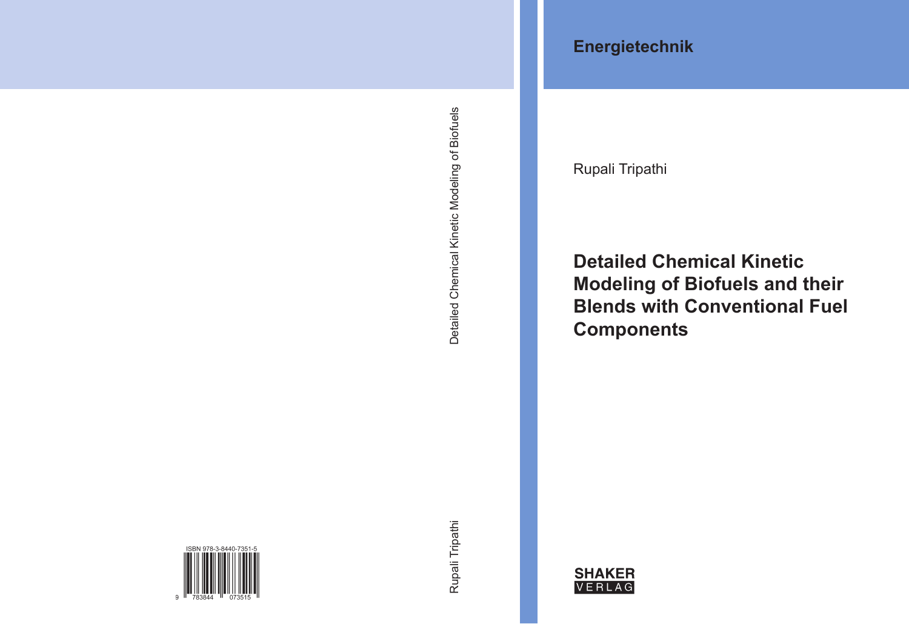Energietechnik

Rupali Tripathi

# Detailed Chemical Kinetic Modeling of Biofuels and their Blends with Conventional Fuel Components

SHAKER VERLAG

Detailed Chemical Kinetic Modeling of Biofuels

Rupali Tripathi

ISBN 978-3-8440-7351-5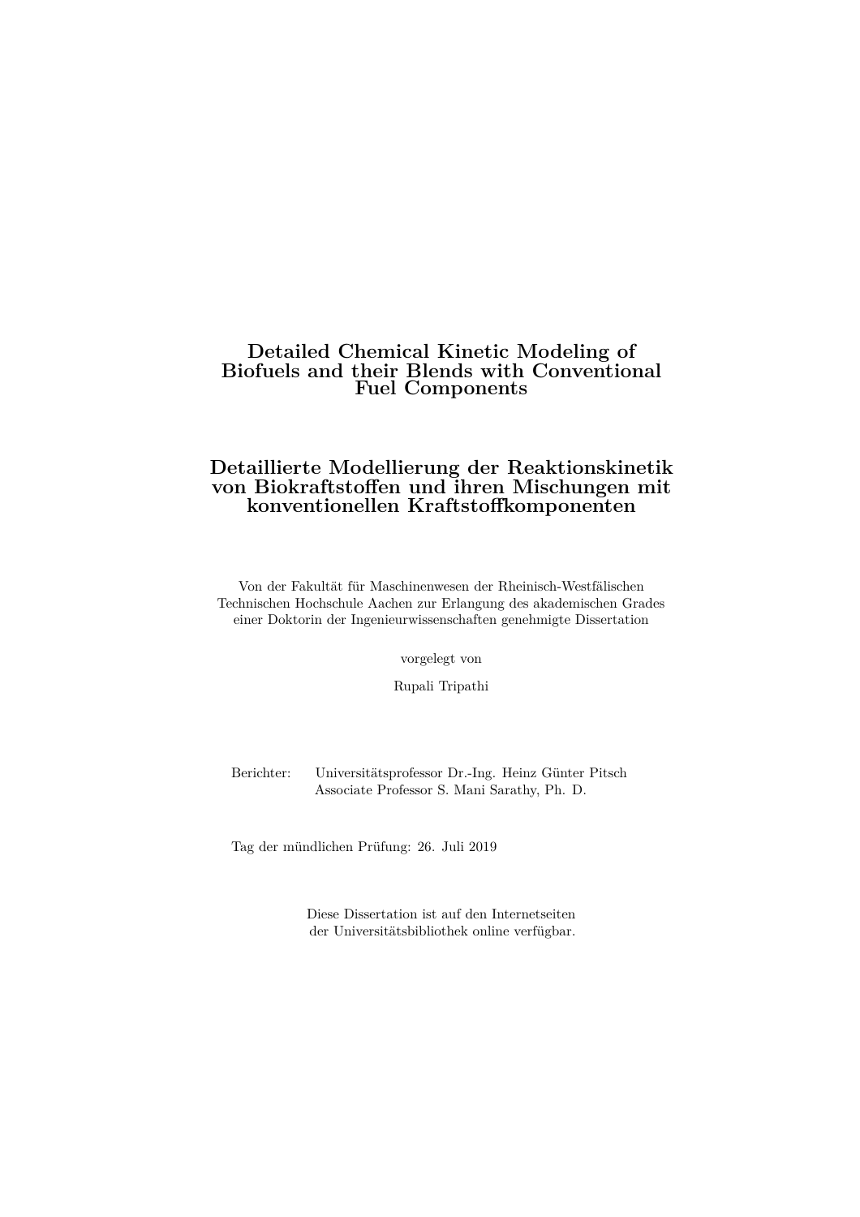# Detailed Chemical Kinetic Modeling of Biofuels and their Blends with Conventional Fuel Components

# Detaillierte Modellierung der Reaktionskinetik von Biokraftstoffen und ihren Mischungen mit konventionellen Kraftstoffkomponenten

Von der Fakultät für Maschinenwesen der Rheinisch-Westfälischen Technischen Hochschule Aachen zur Erlangung des akademischen Grades einer Doktorin der Ingenieurwissenschaften genehmigte Dissertation

vorgelegt von

Rupali Tripathi

Berichter: Universitätsprofessor Dr.-Ing. Heinz Günter Pitsch
Associate Professor S. Mani Sarathy, Ph. D.

Tag der mündlichen Prüfung: 26. Juli 2019

Diese Dissertation ist auf den Internetseiten der Universitätsbibliothek online verfügbar.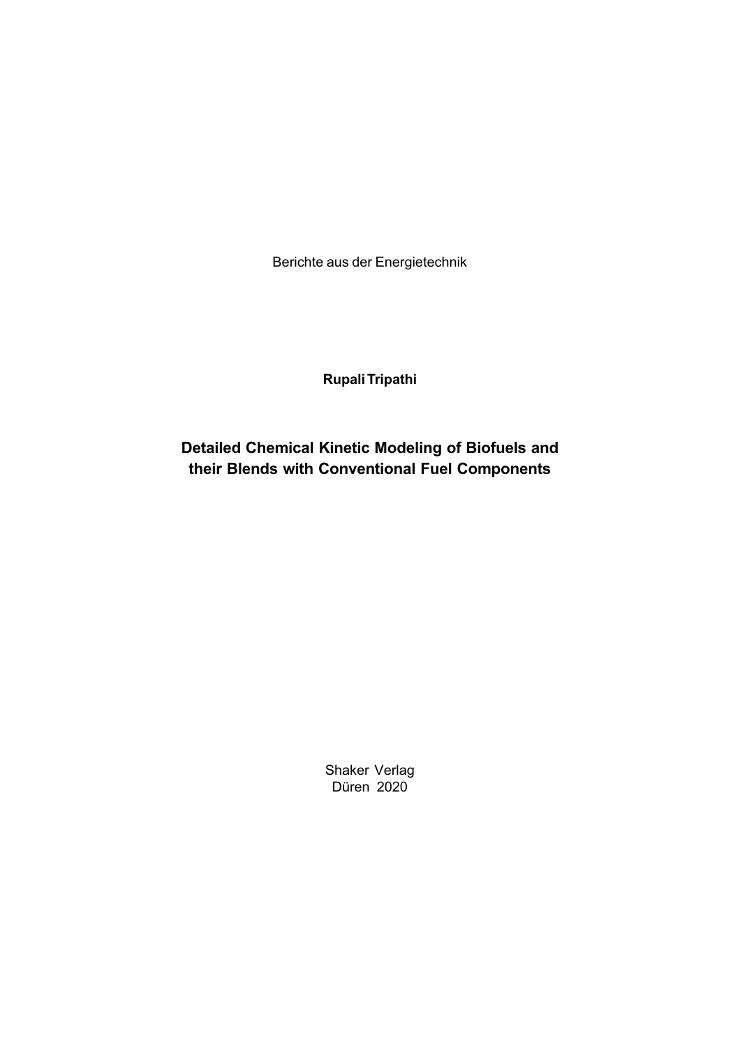Berichte aus der Energietechnik

**Rupali Tripathi**

# Detailed Chemical Kinetic Modeling of Biofuels and their Blends with Conventional Fuel Components

Shaker Verlag
Düren 2020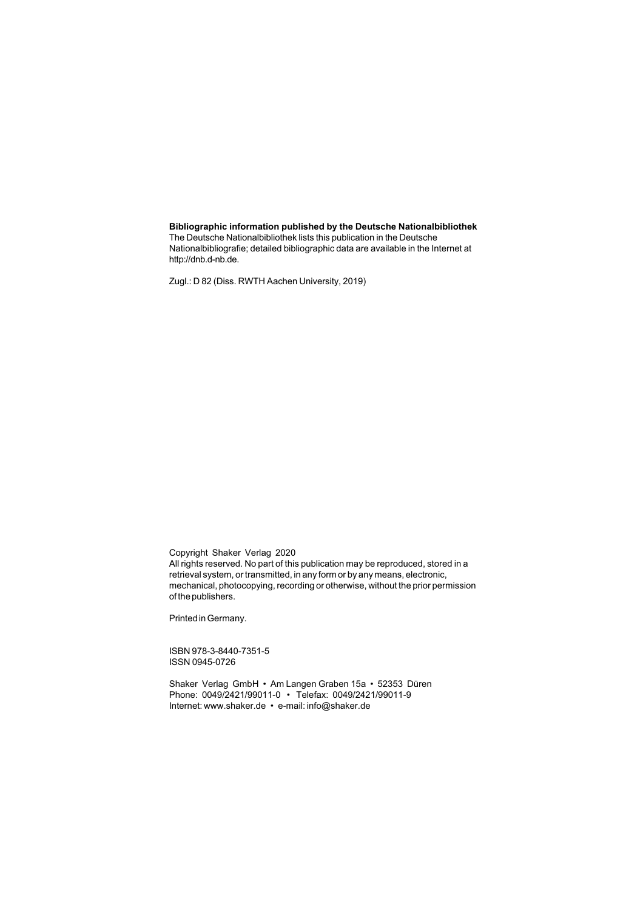**Bibliographic information published by the Deutsche Nationalbibliothek**
The Deutsche Nationalbibliothek lists this publication in the Deutsche Nationalbibliografie; detailed bibliographic data are available in the Internet at http://dnb.d-nb.de.

Zugl.: D 82 (Diss. RWTH Aachen University, 2019)

Copyright Shaker Verlag 2020
All rights reserved. No part of this publication may be reproduced, stored in a retrieval system, or transmitted, in any form or by any means, electronic, mechanical, photocopying, recording or otherwise, without the prior permission of the publishers.

Printed in Germany.

ISBN 978-3-8440-7351-5
ISSN 0945-0726

Shaker Verlag GmbH • Am Langen Graben 15a • 52353 Düren
Phone: 0049/2421/99011-0 • Telefax: 0049/2421/99011-9
Internet: www.shaker.de • e-mail: info@shaker.de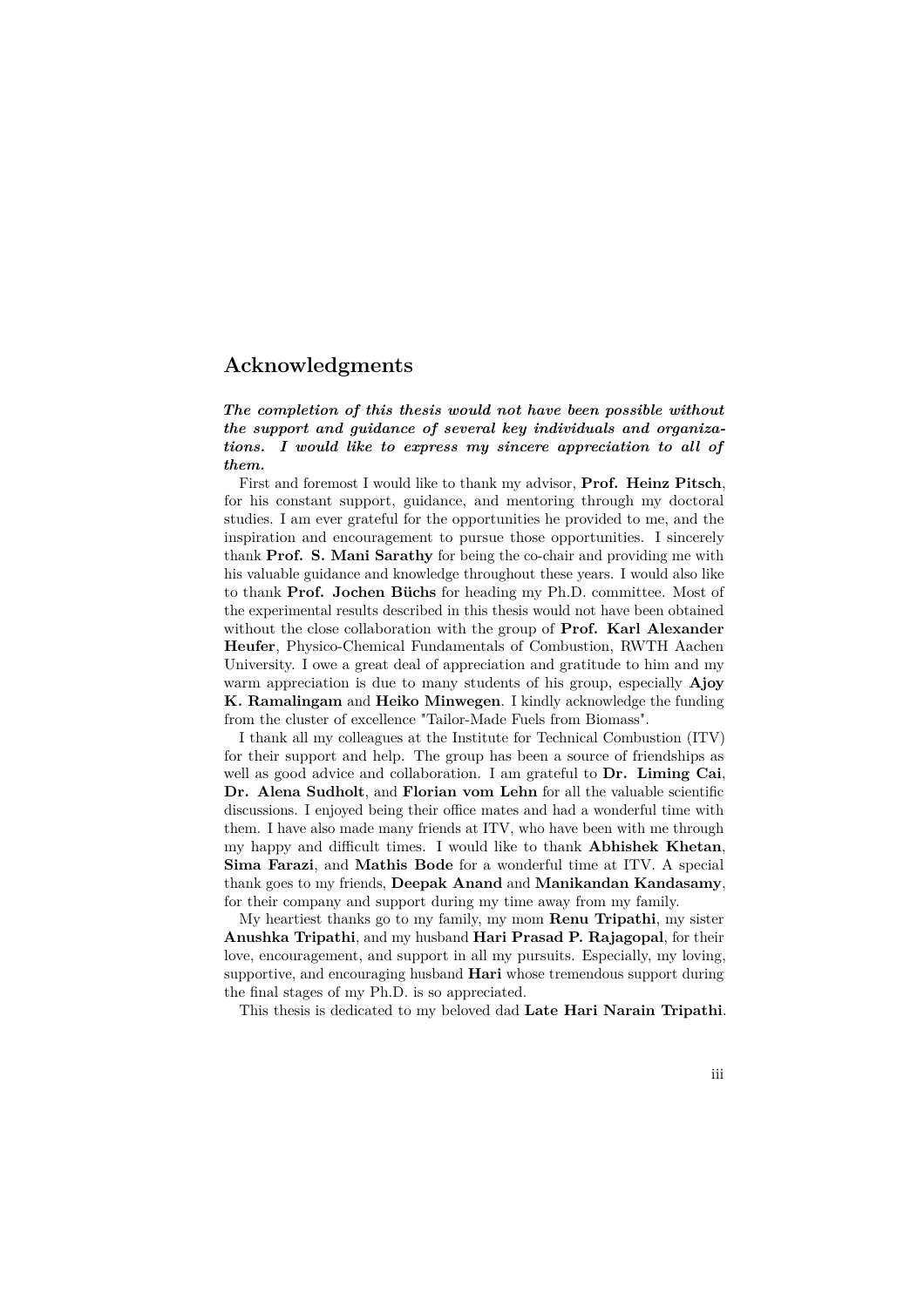## Acknowledgments

***The completion of this thesis would not have been possible without the support and guidance of several key individuals and organizations. I would like to express my sincere appreciation to all of them.***

First and foremost I would like to thank my advisor, **Prof. Heinz Pitsch**, for his constant support, guidance, and mentoring through my doctoral studies. I am ever grateful for the opportunities he provided to me, and the inspiration and encouragement to pursue those opportunities. I sincerely thank **Prof. S. Mani Sarathy** for being the co-chair and providing me with his valuable guidance and knowledge throughout these years. I would also like to thank **Prof. Jochen Büchs** for heading my Ph.D. committee. Most of the experimental results described in this thesis would not have been obtained without the close collaboration with the group of **Prof. Karl Alexander Heufer**, Physico-Chemical Fundamentals of Combustion, RWTH Aachen University. I owe a great deal of appreciation and gratitude to him and my warm appreciation is due to many students of his group, especially **Ajoy K. Ramalingam** and **Heiko Minwegen**. I kindly acknowledge the funding from the cluster of excellence "Tailor-Made Fuels from Biomass".

I thank all my colleagues at the Institute for Technical Combustion (ITV) for their support and help. The group has been a source of friendships as well as good advice and collaboration. I am grateful to **Dr. Liming Cai**, **Dr. Alena Sudholt**, and **Florian vom Lehn** for all the valuable scientific discussions. I enjoyed being their office mates and had a wonderful time with them. I have also made many friends at ITV, who have been with me through my happy and difficult times. I would like to thank **Abhishek Khetan**, **Sima Farazi**, and **Mathis Bode** for a wonderful time at ITV. A special thank goes to my friends, **Deepak Anand** and **Manikandan Kandasamy**, for their company and support during my time away from my family.

My heartiest thanks go to my family, my mom **Renu Tripathi**, my sister **Anushka Tripathi**, and my husband **Hari Prasad P. Rajagopal**, for their love, encouragement, and support in all my pursuits. Especially, my loving, supportive, and encouraging husband **Hari** whose tremendous support during the final stages of my Ph.D. is so appreciated.

This thesis is dedicated to my beloved dad **Late Hari Narain Tripathi**.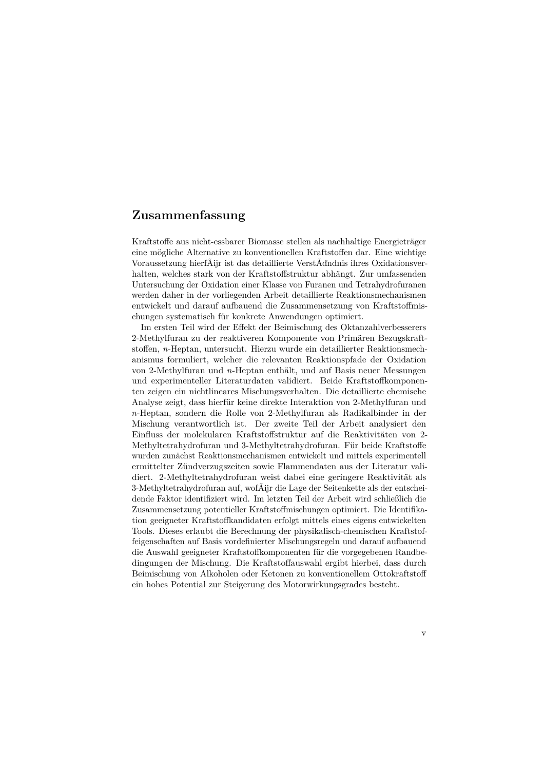## Zusammenfassung

Kraftstoffe aus nicht-essbarer Biomasse stellen als nachhaltige Energieträger eine mögliche Alternative zu konventionellen Kraftstoffen dar. Eine wichtige Voraussetzung hierfÃijr ist das detaillierte VerstÃďndnis ihres Oxidationsverhalten, welches stark von der Kraftstoffstruktur abhängt. Zur umfassenden Untersuchung der Oxidation einer Klasse von Furanen und Tetrahydrofuranen werden daher in der vorliegenden Arbeit detaillierte Reaktionsmechanismen entwickelt und darauf aufbauend die Zusammensetzung von Kraftstoffmischungen systematisch für konkrete Anwendungen optimiert.

Im ersten Teil wird der Effekt der Beimischung des Oktanzahlverbesserers 2-Methylfuran zu der reaktiveren Komponente von Primären Bezugskraftstoffen, *n*-Heptan, untersucht. Hierzu wurde ein detaillierter Reaktionsmechanismus formuliert, welcher die relevanten Reaktionspfade der Oxidation von 2-Methylfuran und *n*-Heptan enthält, und auf Basis neuer Messungen und experimenteller Literaturdaten validiert. Beide Kraftstoffkomponenten zeigen ein nichtlineares Mischungsverhalten. Die detaillierte chemische Analyse zeigt, dass hierfür keine direkte Interaktion von 2-Methylfuran und *n*-Heptan, sondern die Rolle von 2-Methylfuran als Radikalbinder in der Mischung verantwortlich ist. Der zweite Teil der Arbeit analysiert den Einfluss der molekularen Kraftstoffstruktur auf die Reaktivitäten von 2-Methyltetrahydrofuran und 3-Methyltetrahydrofuran. Für beide Kraftstoffe wurden zunächst Reaktionsmechanismen entwickelt und mittels experimentell ermittelter Zündverzugszeiten sowie Flammendaten aus der Literatur validiert. 2-Methyltetrahydrofuran weist dabei eine geringere Reaktivität als 3-Methyltetrahydrofuran auf, wofÃijr die Lage der Seitenkette als der entscheidende Faktor identifiziert wird. Im letzten Teil der Arbeit wird schließlich die Zusammensetzung potentieller Kraftstoffmischungen optimiert. Die Identifikation geeigneter Kraftstoffkandidaten erfolgt mittels eines eigens entwickelten Tools. Dieses erlaubt die Berechnung der physikalisch-chemischen Kraftstoffeigenschaften auf Basis vordefinierter Mischungsregeln und darauf aufbauend die Auswahl geeigneter Kraftstoffkomponenten für die vorgegebenen Randbedingungen der Mischung. Die Kraftstoffauswahl ergibt hierbei, dass durch Beimischung von Alkoholen oder Ketonen zu konventionellem Ottokraftstoff ein hohes Potential zur Steigerung des Motorwirkungsgrades besteht.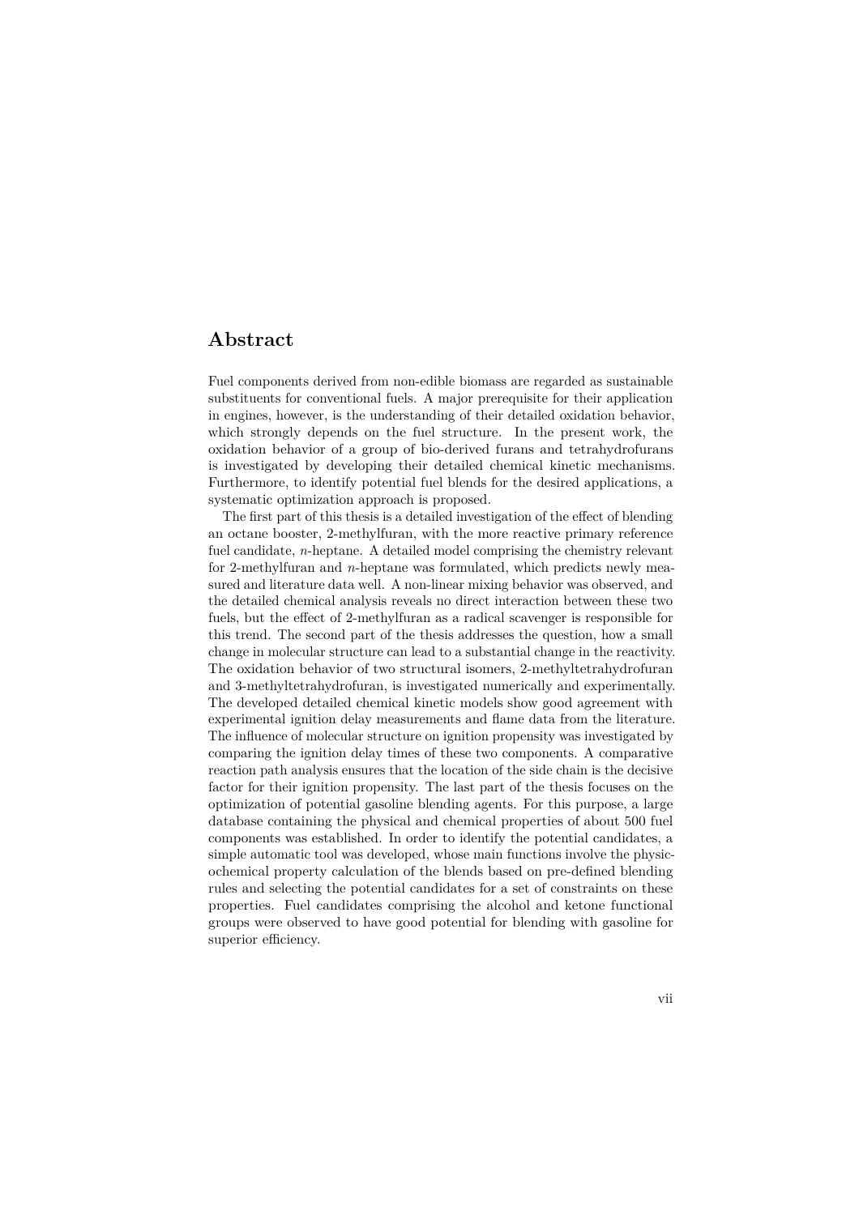# Abstract

Fuel components derived from non-edible biomass are regarded as sustainable substituents for conventional fuels. A major prerequisite for their application in engines, however, is the understanding of their detailed oxidation behavior, which strongly depends on the fuel structure. In the present work, the oxidation behavior of a group of bio-derived furans and tetrahydrofurans is investigated by developing their detailed chemical kinetic mechanisms. Furthermore, to identify potential fuel blends for the desired applications, a systematic optimization approach is proposed.

The first part of this thesis is a detailed investigation of the effect of blending an octane booster, 2-methylfuran, with the more reactive primary reference fuel candidate, *n*-heptane. A detailed model comprising the chemistry relevant for 2-methylfuran and *n*-heptane was formulated, which predicts newly measured and literature data well. A non-linear mixing behavior was observed, and the detailed chemical analysis reveals no direct interaction between these two fuels, but the effect of 2-methylfuran as a radical scavenger is responsible for this trend. The second part of the thesis addresses the question, how a small change in molecular structure can lead to a substantial change in the reactivity. The oxidation behavior of two structural isomers, 2-methyltetrahydrofuran and 3-methyltetrahydrofuran, is investigated numerically and experimentally. The developed detailed chemical kinetic models show good agreement with experimental ignition delay measurements and flame data from the literature. The influence of molecular structure on ignition propensity was investigated by comparing the ignition delay times of these two components. A comparative reaction path analysis ensures that the location of the side chain is the decisive factor for their ignition propensity. The last part of the thesis focuses on the optimization of potential gasoline blending agents. For this purpose, a large database containing the physical and chemical properties of about 500 fuel components was established. In order to identify the potential candidates, a simple automatic tool was developed, whose main functions involve the physicochemical property calculation of the blends based on pre-defined blending rules and selecting the potential candidates for a set of constraints on these properties. Fuel candidates comprising the alcohol and ketone functional groups were observed to have good potential for blending with gasoline for superior efficiency.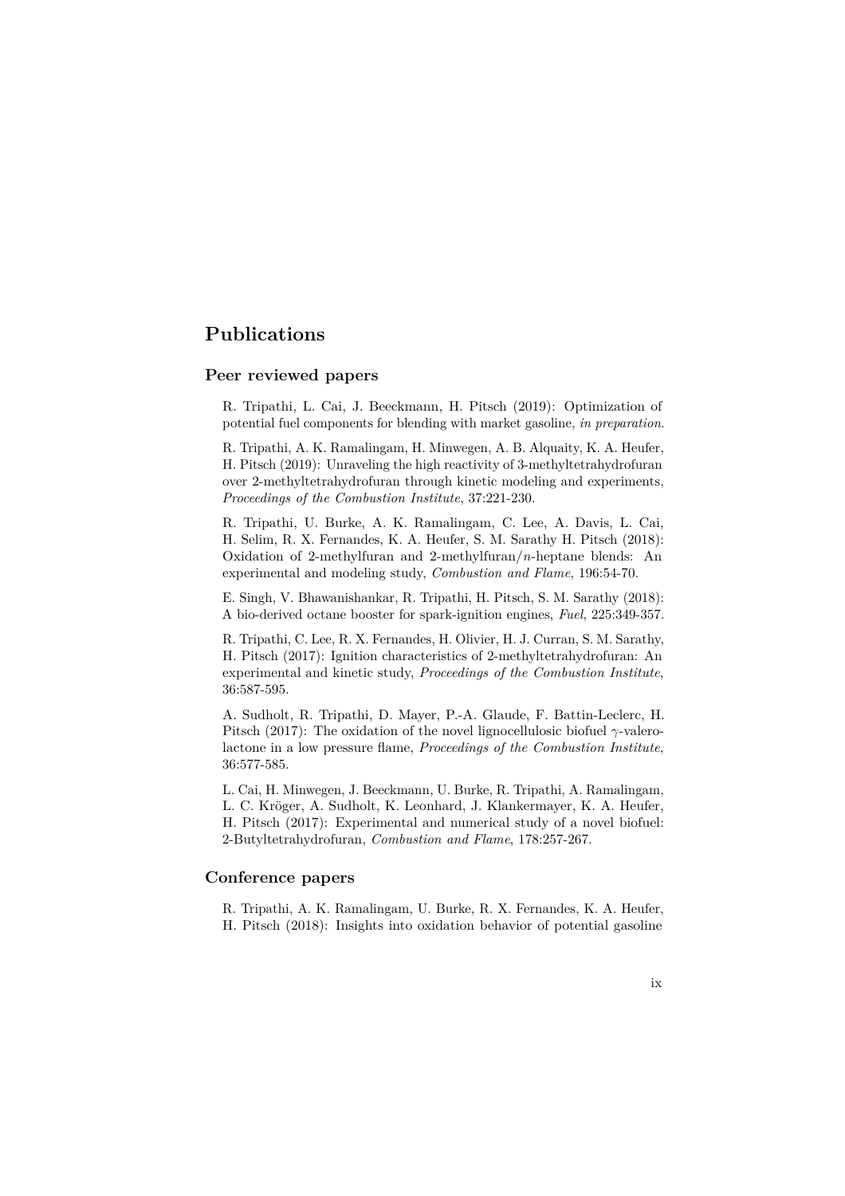# Publications

## Peer reviewed papers

R. Tripathi, L. Cai, J. Beeckmann, H. Pitsch (2019): Optimization of potential fuel components for blending with market gasoline, *in preparation*.

R. Tripathi, A. K. Ramalingam, H. Minwegen, A. B. Alquaity, K. A. Heufer, H. Pitsch (2019): Unraveling the high reactivity of 3-methyltetrahydrofuran over 2-methyltetrahydrofuran through kinetic modeling and experiments, *Proceedings of the Combustion Institute*, 37:221-230.

R. Tripathi, U. Burke, A. K. Ramalingam, C. Lee, A. Davis, L. Cai, H. Selim, R. X. Fernandes, K. A. Heufer, S. M. Sarathy H. Pitsch (2018): Oxidation of 2-methylfuran and 2-methylfuran/*n*-heptane blends: An experimental and modeling study, *Combustion and Flame*, 196:54-70.

E. Singh, V. Bhawanishankar, R. Tripathi, H. Pitsch, S. M. Sarathy (2018): A bio-derived octane booster for spark-ignition engines, *Fuel*, 225:349-357.

R. Tripathi, C. Lee, R. X. Fernandes, H. Olivier, H. J. Curran, S. M. Sarathy, H. Pitsch (2017): Ignition characteristics of 2-methyltetrahydrofuran: An experimental and kinetic study, *Proceedings of the Combustion Institute*, 36:587-595.

A. Sudholt, R. Tripathi, D. Mayer, P.-A. Glaude, F. Battin-Leclerc, H. Pitsch (2017): The oxidation of the novel lignocellulosic biofuel $\gamma$-valerolactone in a low pressure flame, *Proceedings of the Combustion Institute*, 36:577-585.

L. Cai, H. Minwegen, J. Beeckmann, U. Burke, R. Tripathi, A. Ramalingam, L. C. Kröger, A. Sudholt, K. Leonhard, J. Klankermayer, K. A. Heufer, H. Pitsch (2017): Experimental and numerical study of a novel biofuel: 2-Butyltetrahydrofuran, *Combustion and Flame*, 178:257-267.

## Conference papers

R. Tripathi, A. K. Ramalingam, U. Burke, R. X. Fernandes, K. A. Heufer, H. Pitsch (2018): Insights into oxidation behavior of potential gasoline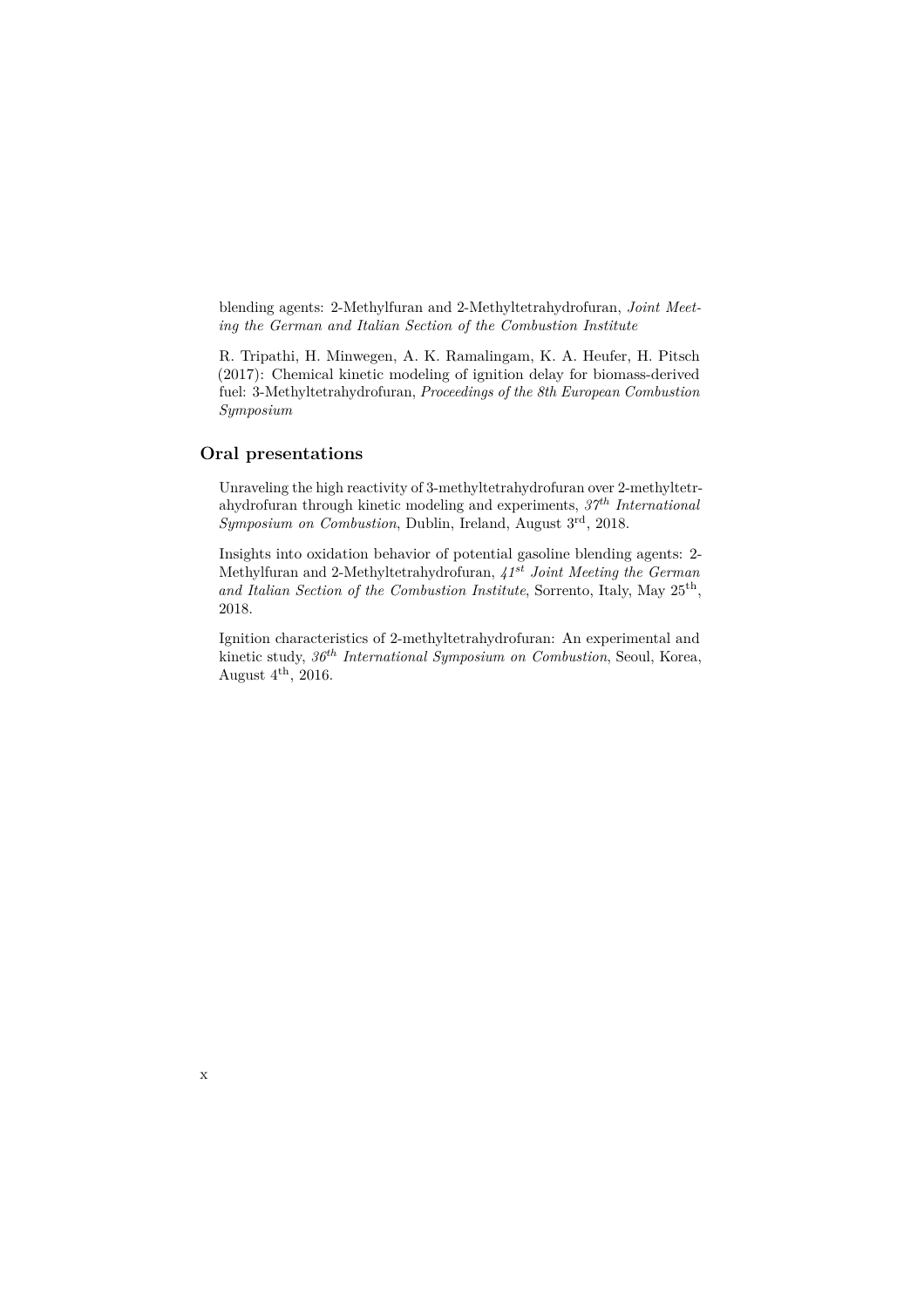blending agents: 2-Methylfuran and 2-Methyltetrahydrofuran, *Joint Meeting the German and Italian Section of the Combustion Institute*

R. Tripathi, H. Minwegen, A. K. Ramalingam, K. A. Heufer, H. Pitsch (2017): Chemical kinetic modeling of ignition delay for biomass-derived fuel: 3-Methyltetrahydrofuran, *Proceedings of the 8th European Combustion Symposium*

## Oral presentations

Unraveling the high reactivity of 3-methyltetrahydrofuran over 2-methyltetrahydrofuran through kinetic modeling and experiments, *37th International Symposium on Combustion*, Dublin, Ireland, August 3rd, 2018.

Insights into oxidation behavior of potential gasoline blending agents: 2-Methylfuran and 2-Methyltetrahydrofuran, *41st Joint Meeting the German and Italian Section of the Combustion Institute*, Sorrento, Italy, May 25th, 2018.

Ignition characteristics of 2-methyltetrahydrofuran: An experimental and kinetic study, *36th International Symposium on Combustion*, Seoul, Korea, August 4th, 2016.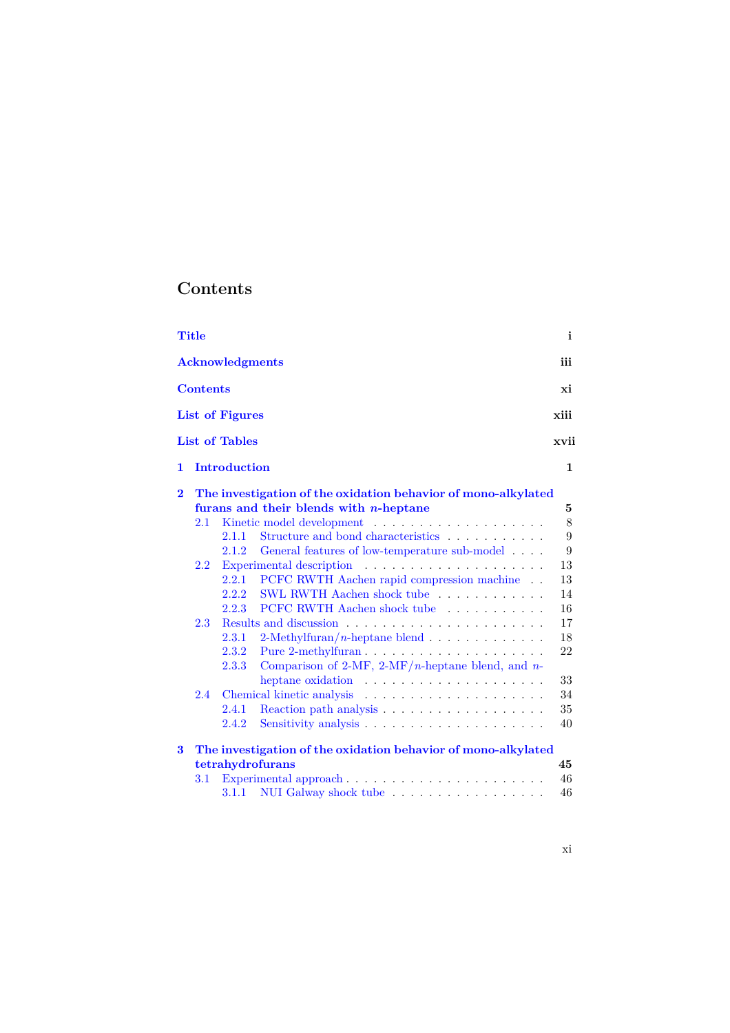# Contents

| | |
|---|---|
| **Title** | **i** |
| **Acknowledgments** | **iii** |
| **Contents** | **xi** |
| **List of Figures** | **xiii** |
| **List of Tables** | **xvii** |
| **1 Introduction** | **1** |
| **2 The investigation of the oxidation behavior of mono-alkylated furans and their blends with *n*-heptane** | **5** |
| 2.1 Kinetic model development | 8 |
| 2.1.1 Structure and bond characteristics | 9 |
| 2.1.2 General features of low-temperature sub-model | 9 |
| 2.2 Experimental description | 13 |
| 2.2.1 PCFC RWTH Aachen rapid compression machine | 13 |
| 2.2.2 SWL RWTH Aachen shock tube | 14 |
| 2.2.3 PCFC RWTH Aachen shock tube | 16 |
| 2.3 Results and discussion | 17 |
| 2.3.1 2-Methylfuran/*n*-heptane blend | 18 |
| 2.3.2 Pure 2-methylfuran | 22 |
| 2.3.3 Comparison of 2-MF, 2-MF/*n*-heptane blend, and *n*-heptane oxidation | 33 |
| 2.4 Chemical kinetic analysis | 34 |
| 2.4.1 Reaction path analysis | 35 |
| 2.4.2 Sensitivity analysis | 40 |
| **3 The investigation of the oxidation behavior of mono-alkylated tetrahydrofurans** | **45** |
| 3.1 Experimental approach | 46 |
| 3.1.1 NUI Galway shock tube | 46 |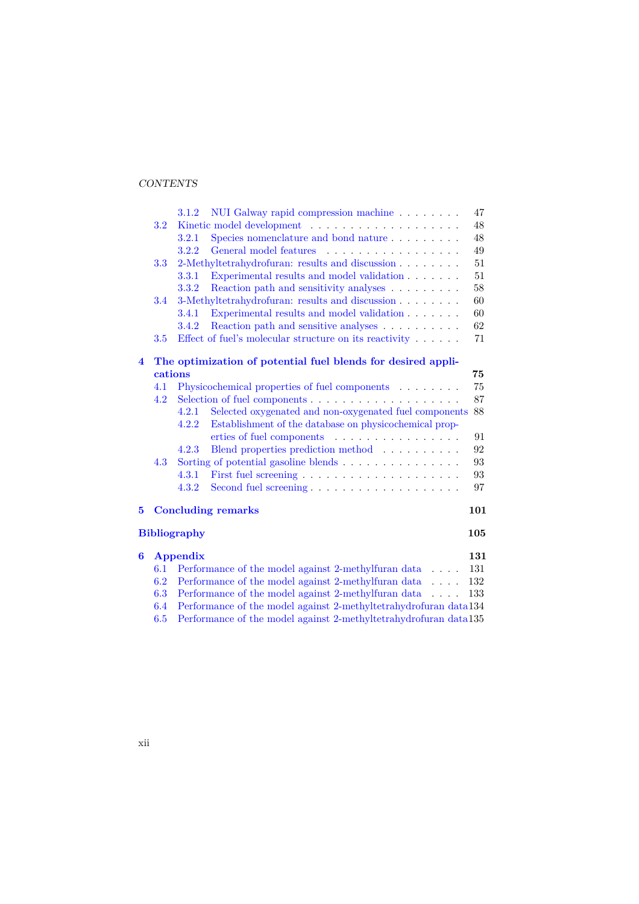- 3.1.2 NUI Galway rapid compression machine . . . . . . . . 47
- 3.2 Kinetic model development . . . . . . . . . . . . . . . . . . . 48
  - 3.2.1 Species nomenclature and bond nature . . . . . . . . . 48
  - 3.2.2 General model features . . . . . . . . . . . . . . . . . 49
- 3.3 2-Methyltetrahydrofuran: results and discussion . . . . . . . . 51
  - 3.3.1 Experimental results and model validation . . . . . . . 51
  - 3.3.2 Reaction path and sensitivity analyses . . . . . . . . . 58
- 3.4 3-Methyltetrahydrofuran: results and discussion . . . . . . . . 60
  - 3.4.1 Experimental results and model validation . . . . . . . 60
  - 3.4.2 Reaction path and sensitive analyses . . . . . . . . . . 62
- 3.5 Effect of fuel's molecular structure on its reactivity . . . . . . 71

**4 The optimization of potential fuel blends for desired applications** **75**

- 4.1 Physicochemical properties of fuel components . . . . . . . . 75
- 4.2 Selection of fuel components . . . . . . . . . . . . . . . . . . . 87
  - 4.2.1 Selected oxygenated and non-oxygenated fuel components 88
  - 4.2.2 Establishment of the database on physicochemical properties of fuel components . . . . . . . . . . . . . . . . 91
  - 4.2.3 Blend properties prediction method . . . . . . . . . . 92
- 4.3 Sorting of potential gasoline blends . . . . . . . . . . . . . . . 93
  - 4.3.1 First fuel screening . . . . . . . . . . . . . . . . . . . . 93
  - 4.3.2 Second fuel screening . . . . . . . . . . . . . . . . . . . 97

**5 Concluding remarks** **101**

**Bibliography** **105**

**6 Appendix** **131**

- 6.1 Performance of the model against 2-methylfuran data . . . . 131
- 6.2 Performance of the model against 2-methylfuran data . . . . 132
- 6.3 Performance of the model against 2-methylfuran data . . . . 133
- 6.4 Performance of the model against 2-methyltetrahydrofuran data 134
- 6.5 Performance of the model against 2-methyltetrahydrofuran data 135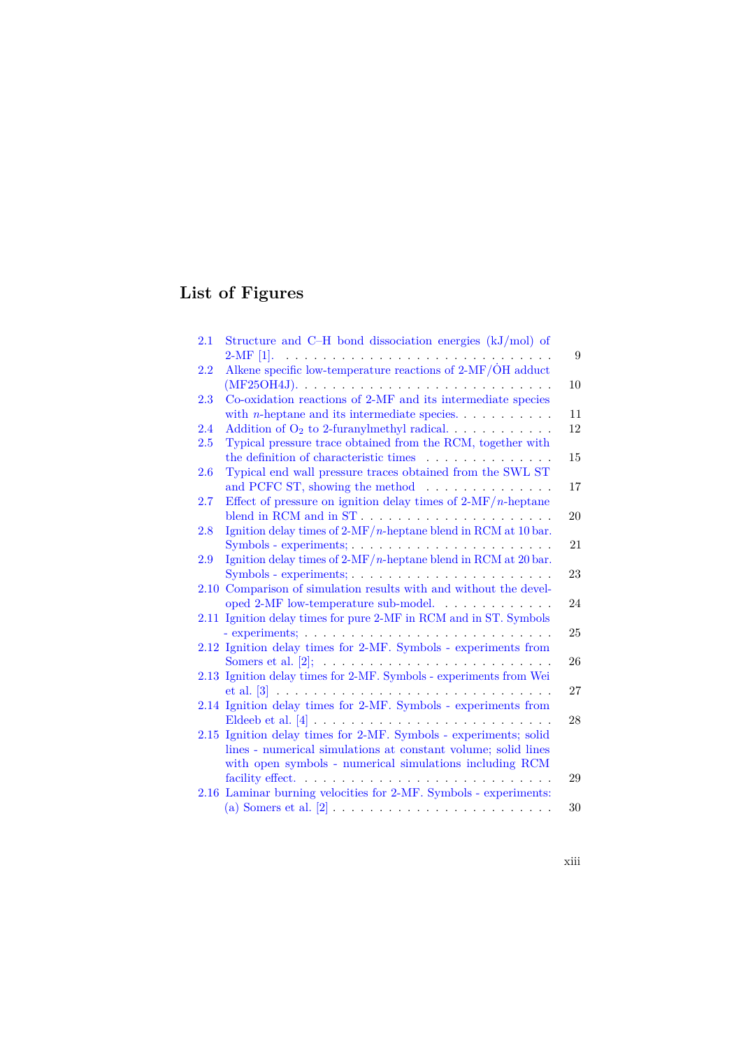# List of Figures

2.1 Structure and C–H bond dissociation energies (kJ/mol) of 2-MF [1]. . . . 9

2.2 Alkene specific low-temperature reactions of 2-MF/$\dot{O}H$ adduct (MF25OH4J). . . . 10

2.3 Co-oxidation reactions of 2-MF and its intermediate species with *n*-heptane and its intermediate species. . . . 11

2.4 Addition of $O_2$ to 2-furanylmethyl radical. . . . 12

2.5 Typical pressure trace obtained from the RCM, together with the definition of characteristic times . . . 15

2.6 Typical end wall pressure traces obtained from the SWL ST and PCFC ST, showing the method . . . 17

2.7 Effect of pressure on ignition delay times of 2-MF/*n*-heptane blend in RCM and in ST . . . 20

2.8 Ignition delay times of 2-MF/*n*-heptane blend in RCM at 10 bar. Symbols - experiments; . . . 21

2.9 Ignition delay times of 2-MF/*n*-heptane blend in RCM at 20 bar. Symbols - experiments; . . . 23

2.10 Comparison of simulation results with and without the developed 2-MF low-temperature sub-model. . . . 24

2.11 Ignition delay times for pure 2-MF in RCM and in ST. Symbols - experiments; . . . 25

2.12 Ignition delay times for 2-MF. Symbols - experiments from Somers et al. [2]; . . . 26

2.13 Ignition delay times for 2-MF. Symbols - experiments from Wei et al. [3] . . . 27

2.14 Ignition delay times for 2-MF. Symbols - experiments from Eldeeb et al. [4] . . . 28

2.15 Ignition delay times for 2-MF. Symbols - experiments; solid lines - numerical simulations at constant volume; solid lines with open symbols - numerical simulations including RCM facility effect. . . . 29

2.16 Laminar burning velocities for 2-MF. Symbols - experiments: (a) Somers et al. [2] . . . 30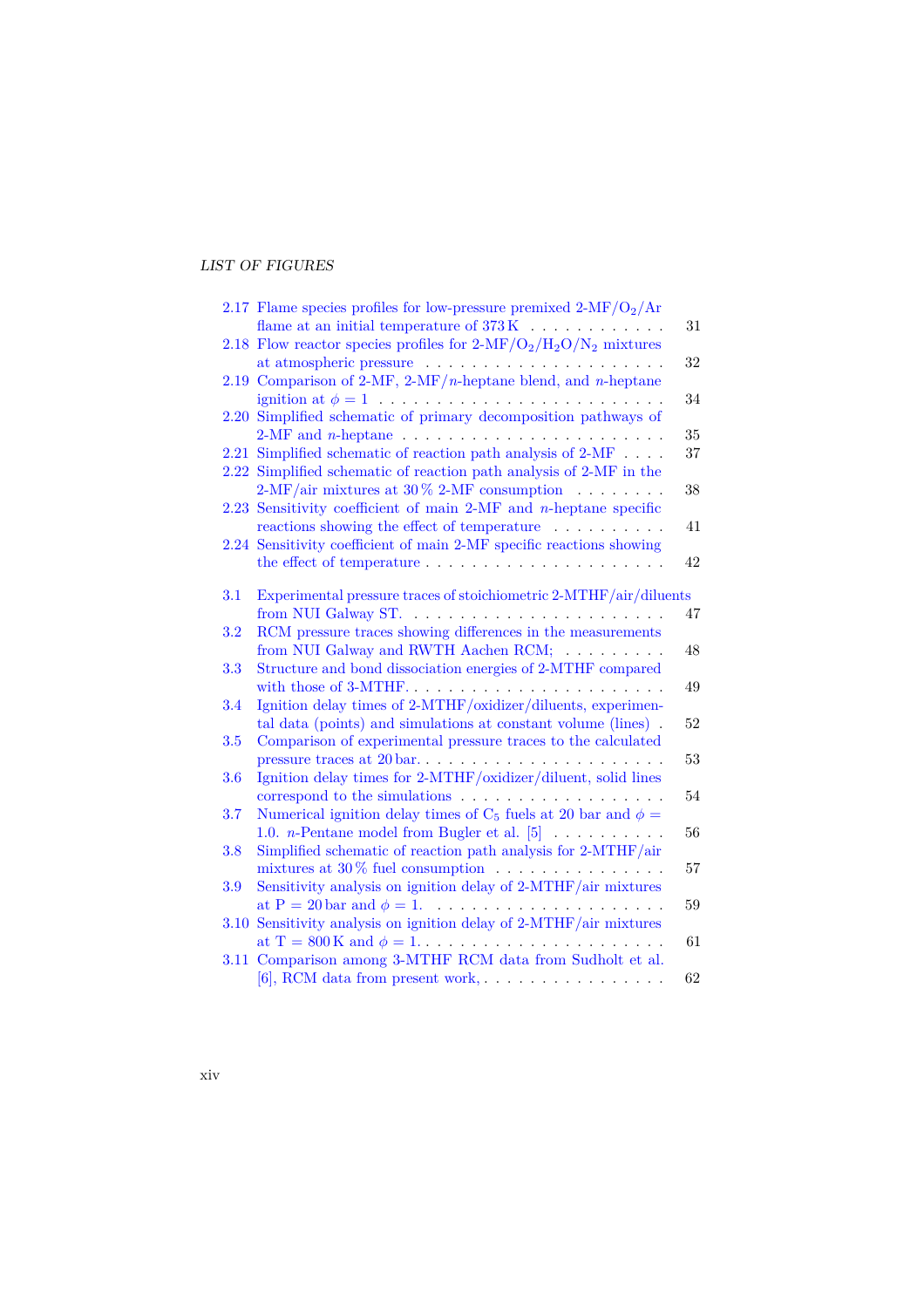- 2.17 Flame species profiles for low-pressure premixed 2-MF/$O_2$/Ar flame at an initial temperature of 373 K . . . . . . . . . . . . 31
- 2.18 Flow reactor species profiles for 2-MF/$O_2$/$H_2O$/$N_2$ mixtures at atmospheric pressure . . . . . . . . . . . . . . . . . . . . . 32
- 2.19 Comparison of 2-MF, 2-MF/*n*-heptane blend, and *n*-heptane ignition at $\phi = 1$ . . . . . . . . . . . . . . . . . . . . . . . . . 34
- 2.20 Simplified schematic of primary decomposition pathways of 2-MF and *n*-heptane . . . . . . . . . . . . . . . . . . . . . . . 35
- 2.21 Simplified schematic of reaction path analysis of 2-MF . . . . 37
- 2.22 Simplified schematic of reaction path analysis of 2-MF in the 2-MF/air mixtures at 30 % 2-MF consumption . . . . . . . . 38
- 2.23 Sensitivity coefficient of main 2-MF and *n*-heptane specific reactions showing the effect of temperature . . . . . . . . . . 41
- 2.24 Sensitivity coefficient of main 2-MF specific reactions showing the effect of temperature . . . . . . . . . . . . . . . . . . . . . 42

- 3.1 Experimental pressure traces of stoichiometric 2-MTHF/air/diluents from NUI Galway ST. . . . . . . . . . . . . . . . . . . . . . . 47
- 3.2 RCM pressure traces showing differences in the measurements from NUI Galway and RWTH Aachen RCM; . . . . . . . . . 48
- 3.3 Structure and bond dissociation energies of 2-MTHF compared with those of 3-MTHF. . . . . . . . . . . . . . . . . . . . . . . 49
- 3.4 Ignition delay times of 2-MTHF/oxidizer/diluents, experimental data (points) and simulations at constant volume (lines) . 52
- 3.5 Comparison of experimental pressure traces to the calculated pressure traces at 20 bar. . . . . . . . . . . . . . . . . . . . . . 53
- 3.6 Ignition delay times for 2-MTHF/oxidizer/diluent, solid lines correspond to the simulations . . . . . . . . . . . . . . . . . . 54
- 3.7 Numerical ignition delay times of $C_5$ fuels at 20 bar and $\phi = 1.0$. *n*-Pentane model from Bugler et al. [5] . . . . . . . . . . 56
- 3.8 Simplified schematic of reaction path analysis for 2-MTHF/air mixtures at 30 % fuel consumption . . . . . . . . . . . . . . . 57
- 3.9 Sensitivity analysis on ignition delay of 2-MTHF/air mixtures at P = 20 bar and $\phi = 1$. . . . . . . . . . . . . . . . . . . . . . 59
- 3.10 Sensitivity analysis on ignition delay of 2-MTHF/air mixtures at T = 800 K and $\phi = 1$. . . . . . . . . . . . . . . . . . . . . . . 61
- 3.11 Comparison among 3-MTHF RCM data from Sudholt et al. [6], RCM data from present work, . . . . . . . . . . . . . . . . 62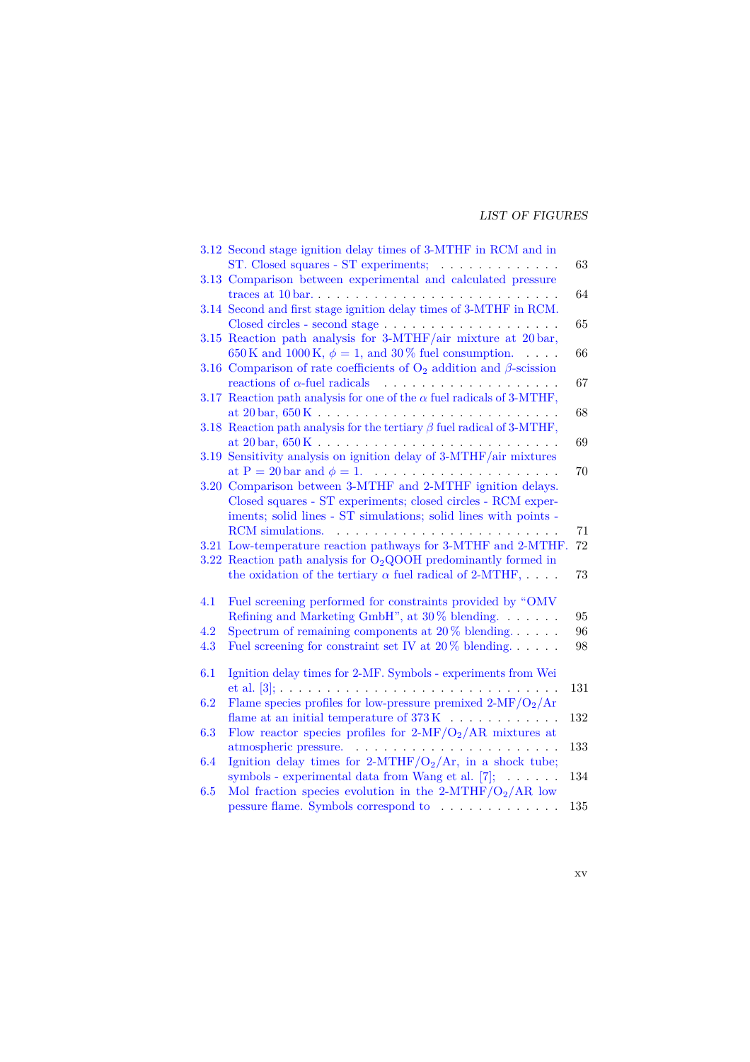3.12 Second stage ignition delay times of 3-MTHF in RCM and in ST. Closed squares - ST experiments; . . . . . . . . . . . . . 63
3.13 Comparison between experimental and calculated pressure traces at 10 bar. . . . . . . . . . . . . . . . . . . . . . . . . . 64
3.14 Second and first stage ignition delay times of 3-MTHF in RCM. Closed circles - second stage . . . . . . . . . . . . . . . . . . . 65
3.15 Reaction path analysis for 3-MTHF/air mixture at 20 bar, 650 K and 1000 K, $\phi = 1$, and 30 % fuel consumption. . . . . 66
3.16 Comparison of rate coefficients of $O_2$ addition and $\beta$-scission reactions of $\alpha$-fuel radicals . . . . . . . . . . . . . . . . . . . 67
3.17 Reaction path analysis for one of the $\alpha$ fuel radicals of 3-MTHF, at 20 bar, 650 K . . . . . . . . . . . . . . . . . . . . . . . . . 68
3.18 Reaction path analysis for the tertiary $\beta$ fuel radical of 3-MTHF, at 20 bar, 650 K . . . . . . . . . . . . . . . . . . . . . . . . . 69
3.19 Sensitivity analysis on ignition delay of 3-MTHF/air mixtures at P = 20 bar and $\phi = 1$. . . . . . . . . . . . . . . . . . . . . 70
3.20 Comparison between 3-MTHF and 2-MTHF ignition delays. Closed squares - ST experiments; closed circles - RCM experiments; solid lines - ST simulations; solid lines with points - RCM simulations. . . . . . . . . . . . . . . . . . . . . . . . . 71
3.21 Low-temperature reaction pathways for 3-MTHF and 2-MTHF. 72
3.22 Reaction path analysis for $O_2QOOH$ predominantly formed in the oxidation of the tertiary $\alpha$ fuel radical of 2-MTHF, . . . . 73

4.1 Fuel screening performed for constraints provided by “OMV Refining and Marketing GmbH”, at 30 % blending. . . . . . . 95
4.2 Spectrum of remaining components at 20 % blending. . . . . . 96
4.3 Fuel screening for constraint set IV at 20 % blending. . . . . . 98

6.1 Ignition delay times for 2-MF. Symbols - experiments from Wei et al. [3]; . . . . . . . . . . . . . . . . . . . . . . . . . . . . . . 131
6.2 Flame species profiles for low-pressure premixed 2-MF/$O_2$/Ar flame at an initial temperature of 373 K . . . . . . . . . . . . 132
6.3 Flow reactor species profiles for 2-MF/$O_2$/AR mixtures at atmospheric pressure. . . . . . . . . . . . . . . . . . . . . . . . 133
6.4 Ignition delay times for 2-MTHF/$O_2$/Ar, in a shock tube; symbols - experimental data from Wang et al. [7]; . . . . . . 134
6.5 Mol fraction species evolution in the 2-MTHF/$O_2$/AR low pessure flame. Symbols correspond to . . . . . . . . . . . . . 135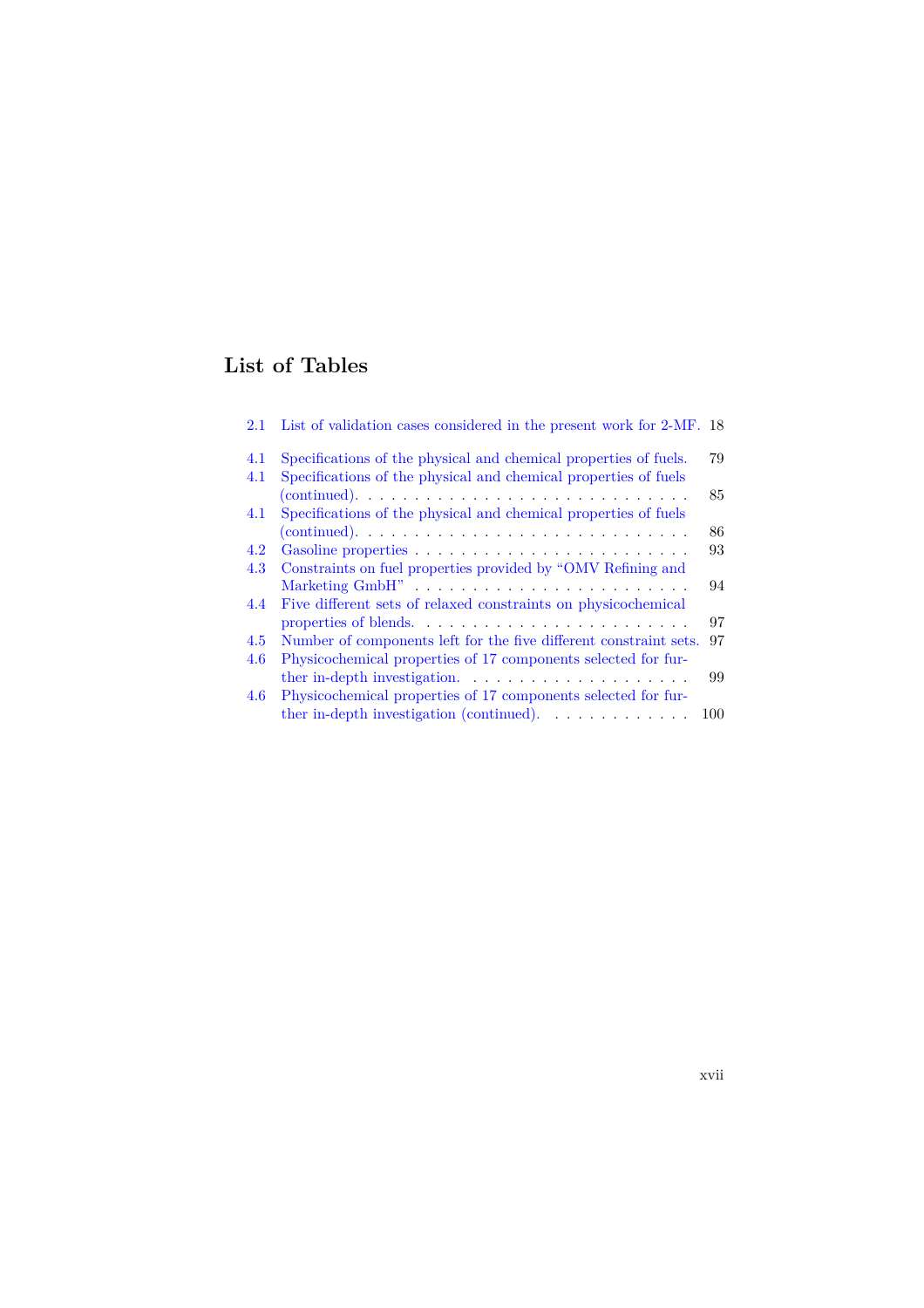# List of Tables

- 2.1 List of validation cases considered in the present work for 2-MF. 18
- 4.1 Specifications of the physical and chemical properties of fuels. 79
- 4.1 Specifications of the physical and chemical properties of fuels (continued). 85
- 4.1 Specifications of the physical and chemical properties of fuels (continued). 86
- 4.2 Gasoline properties 93
- 4.3 Constraints on fuel properties provided by "OMV Refining and Marketing GmbH" 94
- 4.4 Five different sets of relaxed constraints on physicochemical properties of blends. 97
- 4.5 Number of components left for the five different constraint sets. 97
- 4.6 Physicochemical properties of 17 components selected for further in-depth investigation. 99
- 4.6 Physicochemical properties of 17 components selected for further in-depth investigation (continued). 100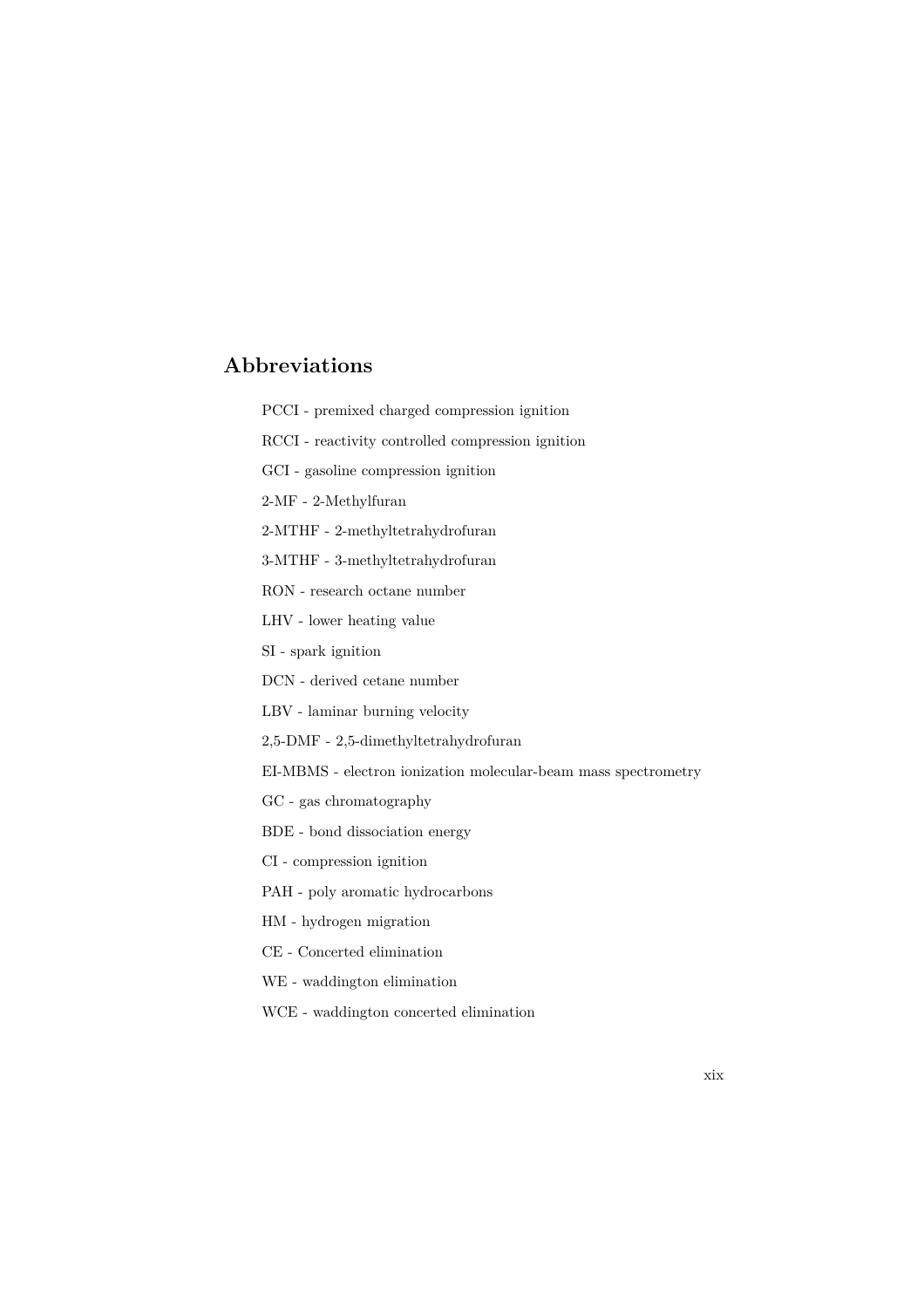# Abbreviations

PCCI - premixed charged compression ignition

RCCI - reactivity controlled compression ignition

GCI - gasoline compression ignition

2-MF - 2-Methylfuran

2-MTHF - 2-methyltetrahydrofuran

3-MTHF - 3-methyltetrahydrofuran

RON - research octane number

LHV - lower heating value

SI - spark ignition

DCN - derived cetane number

LBV - laminar burning velocity

2,5-DMF - 2,5-dimethyltetrahydrofuran

EI-MBMS - electron ionization molecular-beam mass spectrometry

GC - gas chromatography

BDE - bond dissociation energy

CI - compression ignition

PAH - poly aromatic hydrocarbons

HM - hydrogen migration

CE - Concerted elimination

WE - waddington elimination

WCE - waddington concerted elimination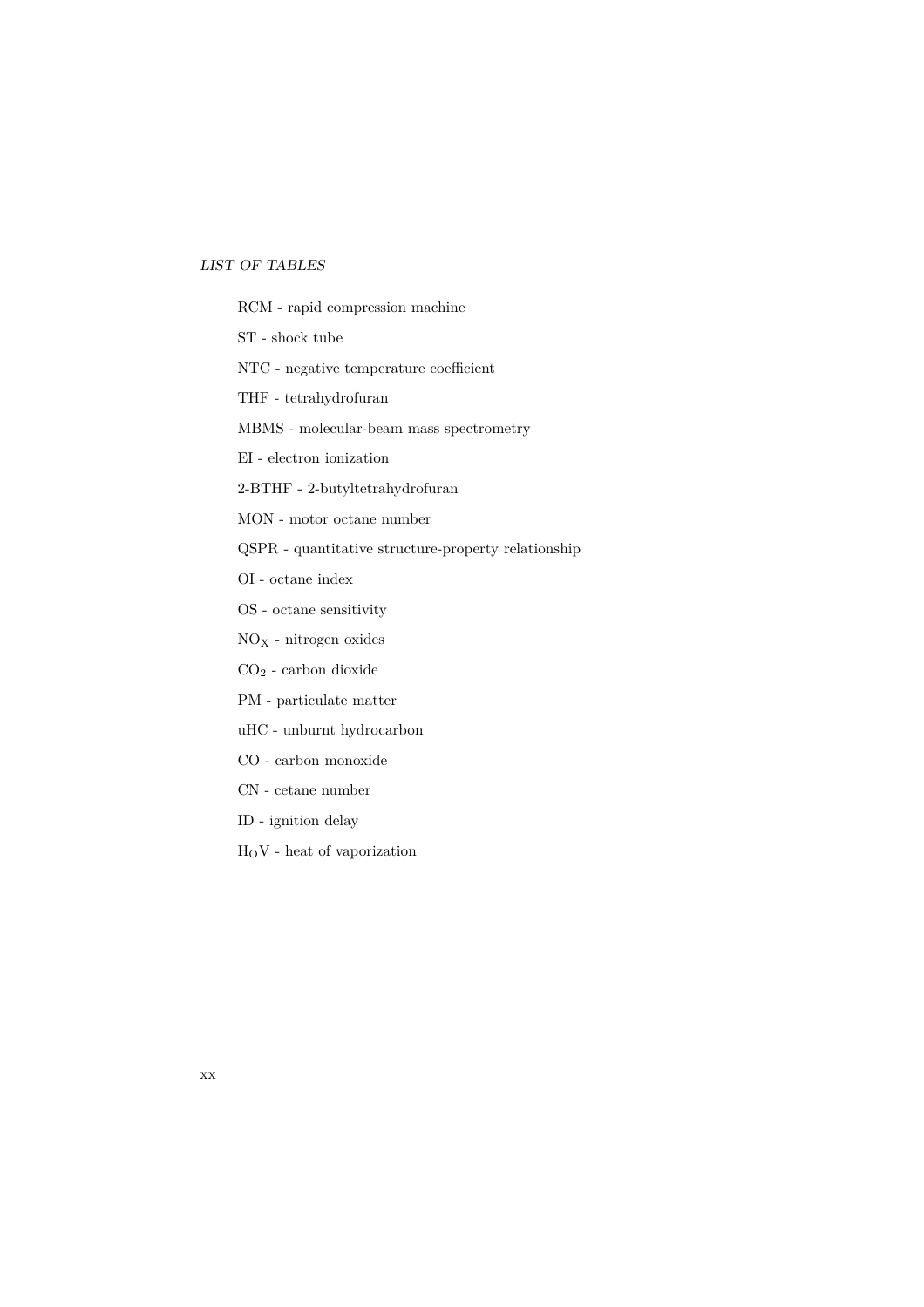RCM - rapid compression machine

ST - shock tube

NTC - negative temperature coefficient

THF - tetrahydrofuran

MBMS - molecular-beam mass spectrometry

EI - electron ionization

2-BTHF - 2-butyltetrahydrofuran

MON - motor octane number

QSPR - quantitative structure-property relationship

OI - octane index

OS - octane sensitivity

$NO_X$ - nitrogen oxides

$CO_2$ - carbon dioxide

PM - particulate matter

uHC - unburnt hydrocarbon

CO - carbon monoxide

CN - cetane number

ID - ignition delay

$H_OV$ - heat of vaporization